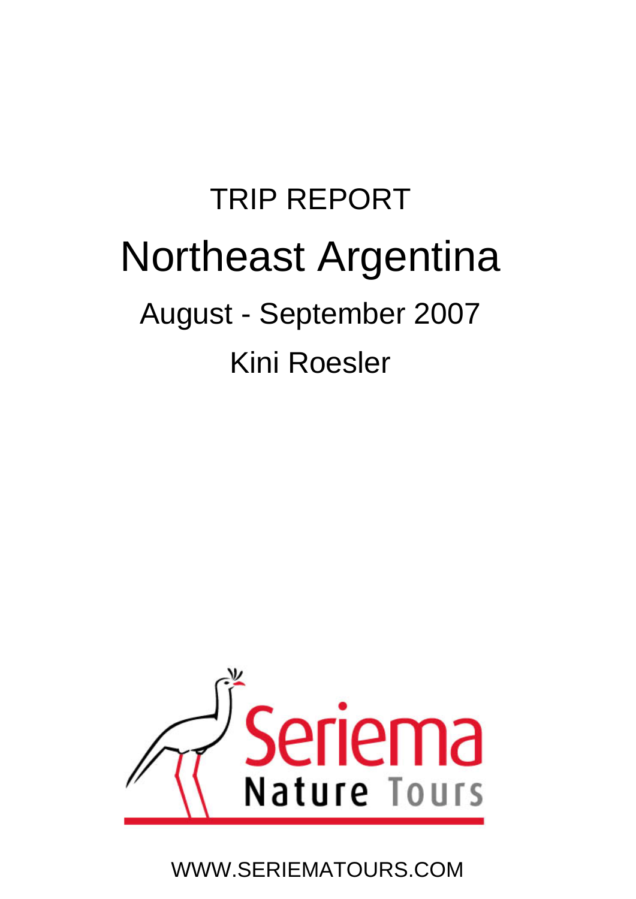TRIP REPORT

# Northeast Argentina

## August - September 2007

## Kini Roesler

Seriema Nature Tours

WWW.SERIEMATOURS.COM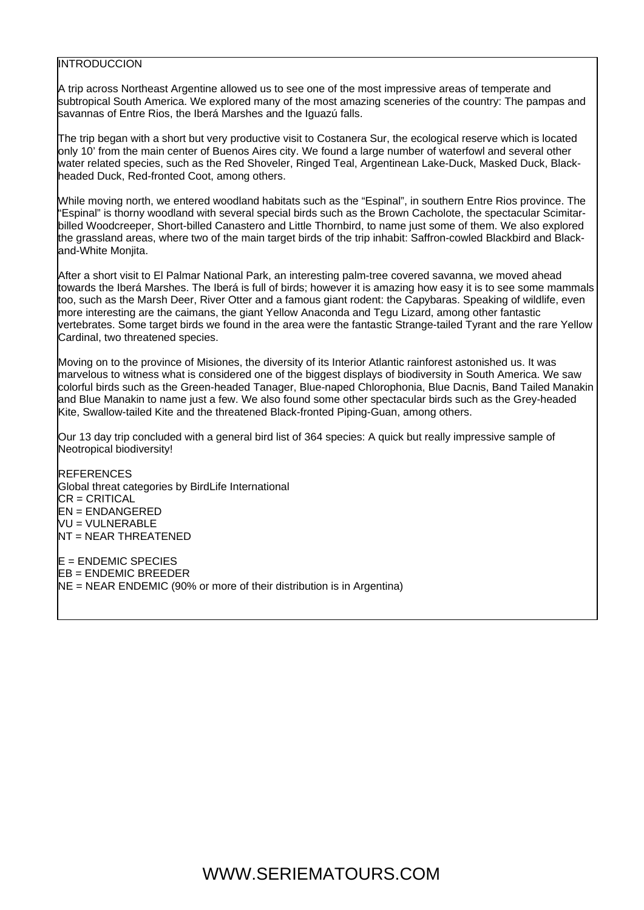## INTRODUCCION

A trip across Northeast Argentine allowed us to see one of the most impressive areas of temperate and subtropical South America. We explored many of the most amazing sceneries of the country: The pampas and savannas of Entre Rios, the Iberá Marshes and the Iguazú falls.

The trip began with a short but very productive visit to Costanera Sur, the ecological reserve which is located only 10' from the main center of Buenos Aires city. We found a large number of waterfowl and several other water related species, such as the Red Shoveler, Ringed Teal, Argentinean Lake-Duck, Masked Duck, Black-headed Duck, Red-fronted Coot, among others.

While moving north, we entered woodland habitats such as the "Espinal", in southern Entre Rios province. The "Espinal" is thorny woodland with several special birds such as the Brown Cacholote, the spectacular Scimitar-billed Woodcreeper, Short-billed Canastero and Little Thornbird, to name just some of them. We also explored the grassland areas, where two of the main target birds of the trip inhabit: Saffron-cowled Blackbird and Black-and-White Monjita.

After a short visit to El Palmar National Park, an interesting palm-tree covered savanna, we moved ahead towards the Iberá Marshes. The Iberá is full of birds; however it is amazing how easy it is to see some mammals too, such as the Marsh Deer, River Otter and a famous giant rodent: the Capybaras. Speaking of wildlife, even more interesting are the caimans, the giant Yellow Anaconda and Tegu Lizard, among other fantastic vertebrates. Some target birds we found in the area were the fantastic Strange-tailed Tyrant and the rare Yellow Cardinal, two threatened species.

Moving on to the province of Misiones, the diversity of its Interior Atlantic rainforest astonished us. It was marvelous to witness what is considered one of the biggest displays of biodiversity in South America. We saw colorful birds such as the Green-headed Tanager, Blue-naped Chlorophonia, Blue Dacnis, Band Tailed Manakin and Blue Manakin to name just a few. We also found some other spectacular birds such as the Grey-headed Kite, Swallow-tailed Kite and the threatened Black-fronted Piping-Guan, among others.

Our 13 day trip concluded with a general bird list of 364 species: A quick but really impressive sample of Neotropical biodiversity!

## REFERENCES

Global threat categories by BirdLife International
CR = CRITICAL
EN = ENDANGERED
VU = VULNERABLE
NT = NEAR THREATENED

E = ENDEMIC SPECIES
EB = ENDEMIC BREEDER
NE = NEAR ENDEMIC (90% or more of their distribution is in Argentina)

WWW.SERIEMATOURS.COM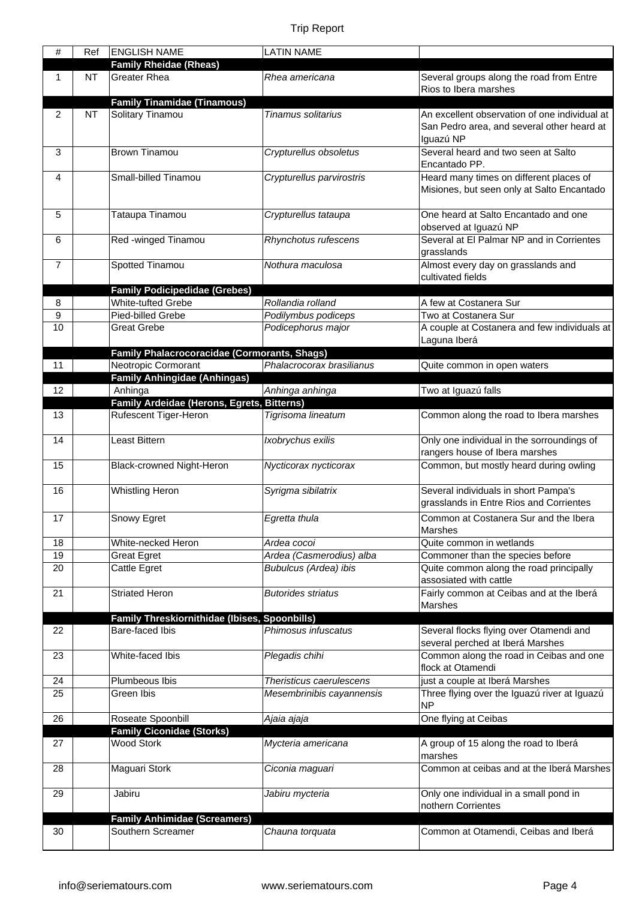| # | Ref | ENGLISH NAME | LATIN NAME | |
|---|---|---|---|---|
| | | **Family Rheidae (Rheas)** | | |
| 1 | NT | Greater Rhea | *Rhea americana* | Several groups along the road from Entre Rios to Ibera marshes |
| | | **Family Tinamidae (Tinamous)** | | |
| 2 | NT | Solitary Tinamou | *Tinamus solitarius* | An excellent observation of one individual at San Pedro area, and several other heard at Iguazú NP |
| 3 | | Brown Tinamou | *Crypturellus obsoletus* | Several heard and two seen at Salto Encantado PP. |
| 4 | | Small-billed Tinamou | *Crypturellus parvirostris* | Heard many times on different places of Misiones, but seen only at Salto Encantado |
| 5 | | Tataupa Tinamou | *Crypturellus tataupa* | One heard at Salto Encantado and one observed at Iguazú NP |
| 6 | | Red -winged Tinamou | *Rhynchotus rufescens* | Several at El Palmar NP and in Corrientes grasslands |
| 7 | | Spotted Tinamou | *Nothura maculosa* | Almost every day on grasslands and cultivated fields |
| | | **Family Podicipedidae (Grebes)** | | |
| 8 | | White-tufted Grebe | *Rollandia rolland* | A few at Costanera Sur |
| 9 | | Pied-billed Grebe | *Podilymbus podiceps* | Two at Costanera Sur |
| 10 | | Great Grebe | *Podicephorus major* | A couple at Costanera and few individuals at Laguna Iberá |
| | | **Family Phalacrocoracidae (Cormorants, Shags)** | | |
| 11 | | Neotropic Cormorant | *Phalacrocorax brasilianus* | Quite common in open waters |
| | | **Family Anhingidae (Anhingas)** | | |
| 12 | | Anhinga | *Anhinga anhinga* | Two at Iguazú falls |
| | | **Family Ardeidae (Herons, Egrets, Bitterns)** | | |
| 13 | | Rufescent Tiger-Heron | *Tigrisoma lineatum* | Common along the road to Ibera marshes |
| 14 | | Least Bittern | *Ixobrychus exilis* | Only one individual in the sorroundings of rangers house of Ibera marshes |
| 15 | | Black-crowned Night-Heron | *Nycticorax nycticorax* | Common, but mostly heard during owling |
| 16 | | Whistling Heron | *Syrigma sibilatrix* | Several individuals in short Pampa's grasslands in Entre Rios and Corrientes |
| 17 | | Snowy Egret | *Egretta thula* | Common at Costanera Sur and the Ibera Marshes |
| 18 | | White-necked Heron | *Ardea cocoi* | Quite common in wetlands |
| 19 | | Great Egret | *Ardea (Casmerodius) alba* | Commoner than the species before |
| 20 | | Cattle Egret | *Bubulcus (Ardea) ibis* | Quite common along the road principally assosiated with cattle |
| 21 | | Striated Heron | *Butorides striatus* | Fairly common at Ceibas and at the Iberá Marshes |
| | | **Family Threskiornithidae (Ibises, Spoonbills)** | | |
| 22 | | Bare-faced Ibis | *Phimosus infuscatus* | Several flocks flying over Otamendi and several perched at Iberá Marshes |
| 23 | | White-faced Ibis | *Plegadis chihi* | Common along the road in Ceibas and one flock at Otamendi |
| 24 | | Plumbeous Ibis | *Theristicus caerulescens* | just a couple at Iberá Marshes |
| 25 | | Green Ibis | *Mesembrinibis cayannensis* | Three flying over the Iguazú river at Iguazú NP |
| 26 | | Roseate Spoonbill | *Ajaia ajaja* | One flying at Ceibas |
| | | **Family Ciconidae (Storks)** | | |
| 27 | | Wood Stork | *Mycteria americana* | A group of 15 along the road to Iberá marshes |
| 28 | | Maguari Stork | *Ciconia maguari* | Common at ceibas and at the Iberá Marshes |
| 29 | | Jabiru | *Jabiru mycteria* | Only one individual in a small pond in nothern Corrientes |
| | | **Family Anhimidae (Screamers)** | | |
| 30 | | Southern Screamer | *Chauna torquata* | Common at Otamendi, Ceibas and Iberá |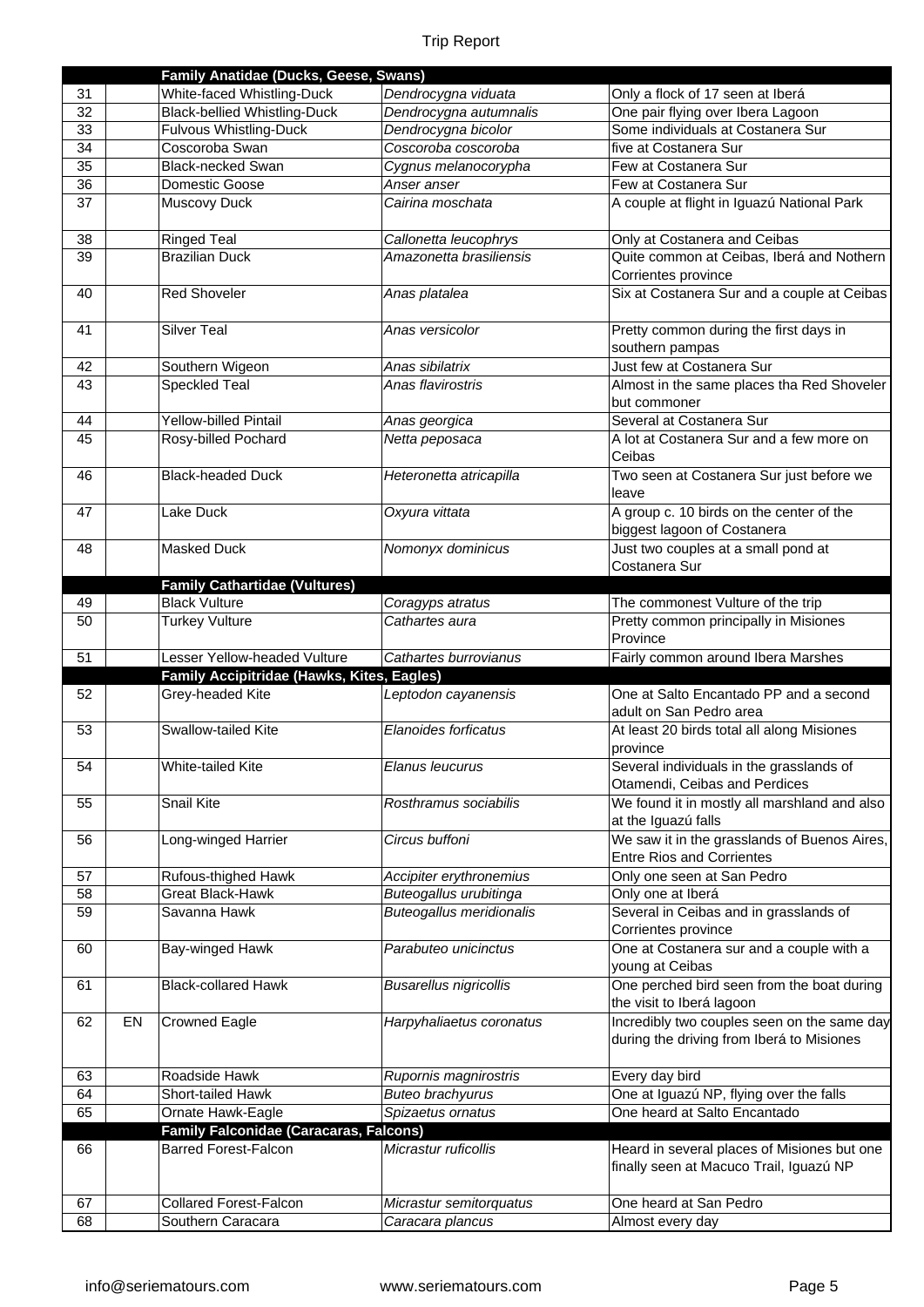| | | | | |
|---|---|---|---|---|
| | | **Family Anatidae (Ducks, Geese, Swans)** | | |
| 31 | | White-faced Whistling-Duck | *Dendrocygna viduata* | Only a flock of 17 seen at Iberá |
| 32 | | Black-bellied Whistling-Duck | *Dendrocygna autumnalis* | One pair flying over Ibera Lagoon |
| 33 | | Fulvous Whistling-Duck | *Dendrocygna bicolor* | Some individuals at Costanera Sur |
| 34 | | Coscoroba Swan | *Coscoroba coscoroba* | five at Costanera Sur |
| 35 | | Black-necked Swan | *Cygnus melanocorypha* | Few at Costanera Sur |
| 36 | | Domestic Goose | *Anser anser* | Few at Costanera Sur |
| 37 | | Muscovy Duck | *Cairina moschata* | A couple at flight in Iguazú National Park |
| 38 | | Ringed Teal | *Callonetta leucophrys* | Only at Costanera and Ceibas |
| 39 | | Brazilian Duck | *Amazonetta brasiliensis* | Quite common at Ceibas, Iberá and Nothern Corrientes province |
| 40 | | Red Shoveler | *Anas platalea* | Six at Costanera Sur and a couple at Ceibas |
| 41 | | Silver Teal | *Anas versicolor* | Pretty common during the first days in southern pampas |
| 42 | | Southern Wigeon | *Anas sibilatrix* | Just few at Costanera Sur |
| 43 | | Speckled Teal | *Anas flavirostris* | Almost in the same places tha Red Shoveler but commoner |
| 44 | | Yellow-billed Pintail | *Anas georgica* | Several at Costanera Sur |
| 45 | | Rosy-billed Pochard | *Netta peposaca* | A lot at Costanera Sur and a few more on Ceibas |
| 46 | | Black-headed Duck | *Heteronetta atricapilla* | Two seen at Costanera Sur just before we leave |
| 47 | | Lake Duck | *Oxyura vittata* | A group c. 10 birds on the center of the biggest lagoon of Costanera |
| 48 | | Masked Duck | *Nomonyx dominicus* | Just two couples at a small pond at Costanera Sur |
| | | **Family Cathartidae (Vultures)** | | |
| 49 | | Black Vulture | *Coragyps atratus* | The commonest Vulture of the trip |
| 50 | | Turkey Vulture | *Cathartes aura* | Pretty common principally in Misiones Province |
| 51 | | Lesser Yellow-headed Vulture | *Cathartes burrovianus* | Fairly common around Ibera Marshes |
| | | **Family Accipitridae (Hawks, Kites, Eagles)** | | |
| 52 | | Grey-headed Kite | *Leptodon cayanensis* | One at Salto Encantado PP and a second adult on San Pedro area |
| 53 | | Swallow-tailed Kite | *Elanoides forficatus* | At least 20 birds total all along Misiones province |
| 54 | | White-tailed Kite | *Elanus leucurus* | Several individuals in the grasslands of Otamendi, Ceibas and Perdices |
| 55 | | Snail Kite | *Rosthramus sociabilis* | We found it in mostly all marshland and also at the Iguazú falls |
| 56 | | Long-winged Harrier | *Circus buffoni* | We saw it in the grasslands of Buenos Aires, Entre Rios and Corrientes |
| 57 | | Rufous-thighed Hawk | *Accipiter erythronemius* | Only one seen at San Pedro |
| 58 | | Great Black-Hawk | *Buteogallus urubitinga* | Only one at Iberá |
| 59 | | Savanna Hawk | *Buteogallus meridionalis* | Several in Ceibas and in grasslands of Corrientes province |
| 60 | | Bay-winged Hawk | *Parabuteo unicinctus* | One at Costanera sur and a couple with a young at Ceibas |
| 61 | | Black-collared Hawk | *Busarellus nigricollis* | One perched bird seen from the boat during the visit to Iberá lagoon |
| 62 | EN | Crowned Eagle | *Harpyhaliaetus coronatus* | Incredibly two couples seen on the same day during the driving from Iberá to Misiones |
| 63 | | Roadside Hawk | *Rupornis magnirostris* | Every day bird |
| 64 | | Short-tailed Hawk | *Buteo brachyurus* | One at Iguazú NP, flying over the falls |
| 65 | | Ornate Hawk-Eagle | *Spizaetus ornatus* | One heard at Salto Encantado |
| | | **Family Falconidae (Caracaras, Falcons)** | | |
| 66 | | Barred Forest-Falcon | *Micrastur ruficollis* | Heard in several places of Misiones but one finally seen at Macuco Trail, Iguazú NP |
| 67 | | Collared Forest-Falcon | *Micrastur semitorquatus* | One heard at San Pedro |
| 68 | | Southern Caracara | *Caracara plancus* | Almost every day |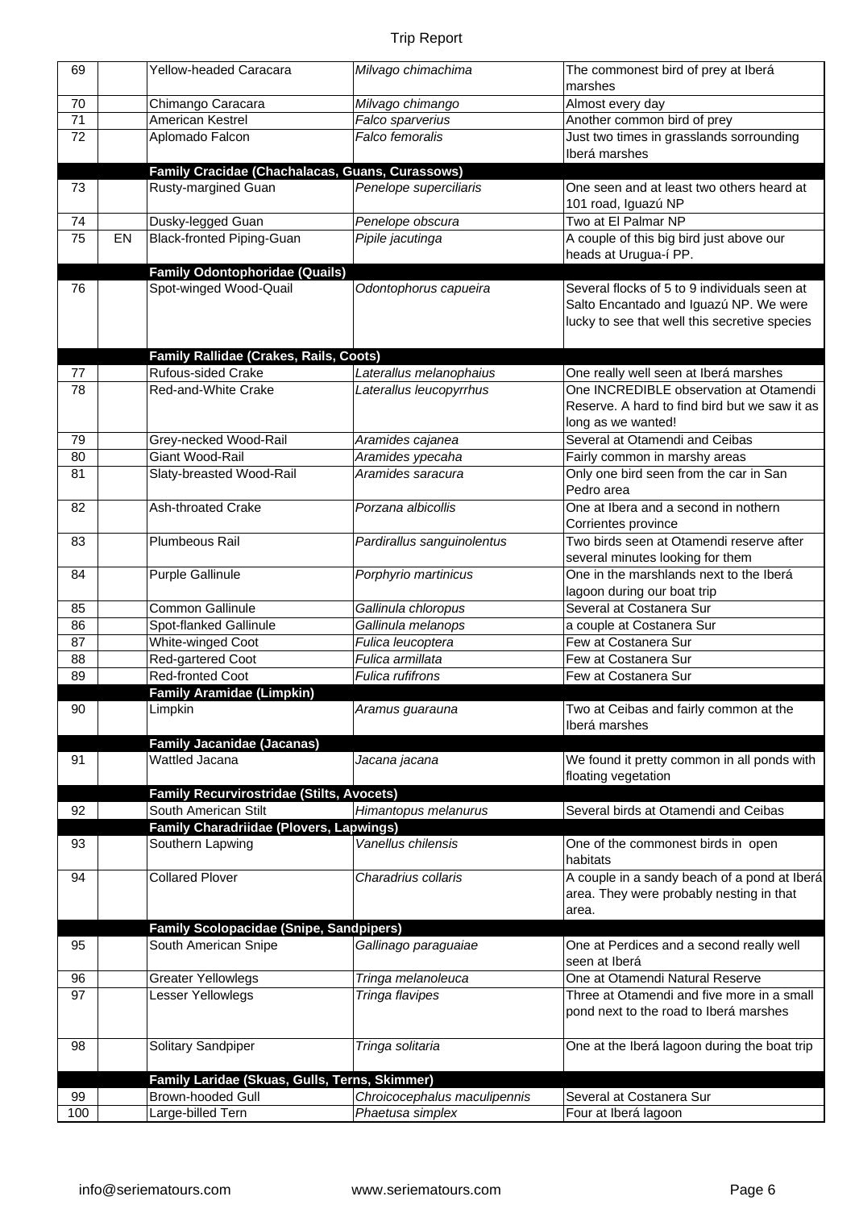| | | | | |
|---|---|---|---|---|
| 69 | | Yellow-headed Caracara | *Milvago chimachima* | The commonest bird of prey at Iberá marshes |
| 70 | | Chimango Caracara | *Milvago chimango* | Almost every day |
| 71 | | American Kestrel | *Falco sparverius* | Another common bird of prey |
| 72 | | Aplomado Falcon | *Falco femoralis* | Just two times in grasslands sorrounding Iberá marshes |
| | | **Family Cracidae (Chachalacas, Guans, Curassows)** | | |
| 73 | | Rusty-margined Guan | *Penelope superciliaris* | One seen and at least two others heard at 101 road, Iguazú NP |
| 74 | | Dusky-legged Guan | *Penelope obscura* | Two at El Palmar NP |
| 75 | EN | Black-fronted Piping-Guan | *Pipile jacutinga* | A couple of this big bird just above our heads at Urugua-í PP. |
| | | **Family Odontophoridae (Quails)** | | |
| 76 | | Spot-winged Wood-Quail | *Odontophorus capueira* | Several flocks of 5 to 9 individuals seen at Salto Encantado and Iguazú NP. We were lucky to see that well this secretive species |
| | | **Family Rallidae (Crakes, Rails, Coots)** | | |
| 77 | | Rufous-sided Crake | *Laterallus melanophaius* | One really well seen at Iberá marshes |
| 78 | | Red-and-White Crake | *Laterallus leucopyrrhus* | One INCREDIBLE observation at Otamendi Reserve. A hard to find bird but we saw it as long as we wanted! |
| 79 | | Grey-necked Wood-Rail | *Aramides cajanea* | Several at Otamendi and Ceibas |
| 80 | | Giant Wood-Rail | *Aramides ypecaha* | Fairly common in marshy areas |
| 81 | | Slaty-breasted Wood-Rail | *Aramides saracura* | Only one bird seen from the car in San Pedro area |
| 82 | | Ash-throated Crake | *Porzana albicollis* | One at Ibera and a second in nothern Corrientes province |
| 83 | | Plumbeous Rail | *Pardirallus sanguinolentus* | Two birds seen at Otamendi reserve after several minutes looking for them |
| 84 | | Purple Gallinule | *Porphyrio martinicus* | One in the marshlands next to the Iberá lagoon during our boat trip |
| 85 | | Common Gallinule | *Gallinula chloropus* | Several at Costanera Sur |
| 86 | | Spot-flanked Gallinule | *Gallinula melanops* | a couple at Costanera Sur |
| 87 | | White-winged Coot | *Fulica leucoptera* | Few at Costanera Sur |
| 88 | | Red-gartered Coot | *Fulica armillata* | Few at Costanera Sur |
| 89 | | Red-fronted Coot | *Fulica rufifrons* | Few at Costanera Sur |
| | | **Family Aramidae (Limpkin)** | | |
| 90 | | Limpkin | *Aramus guarauna* | Two at Ceibas and fairly common at the Iberá marshes |
| | | **Family Jacanidae (Jacanas)** | | |
| 91 | | Wattled Jacana | *Jacana jacana* | We found it pretty common in all ponds with floating vegetation |
| | | **Family Recurvirostridae (Stilts, Avocets)** | | |
| 92 | | South American Stilt | *Himantopus melanurus* | Several birds at Otamendi and Ceibas |
| | | **Family Charadriidae (Plovers, Lapwings)** | | |
| 93 | | Southern Lapwing | *Vanellus chilensis* | One of the commonest birds in open habitats |
| 94 | | Collared Plover | *Charadrius collaris* | A couple in a sandy beach of a pond at Iberá area. They were probably nesting in that area. |
| | | **Family Scolopacidae (Snipe, Sandpipers)** | | |
| 95 | | South American Snipe | *Gallinago paraguaiae* | One at Perdices and a second really well seen at Iberá |
| 96 | | Greater Yellowlegs | *Tringa melanoleuca* | One at Otamendi Natural Reserve |
| 97 | | Lesser Yellowlegs | *Tringa flavipes* | Three at Otamendi and five more in a small pond next to the road to Iberá marshes |
| 98 | | Solitary Sandpiper | *Tringa solitaria* | One at the Iberá lagoon during the boat trip |
| | | **Family Laridae (Skuas, Gulls, Terns, Skimmer)** | | |
| 99 | | Brown-hooded Gull | *Chroicocephalus maculipennis* | Several at Costanera Sur |
| 100 | | Large-billed Tern | *Phaetusa simplex* | Four at Iberá lagoon |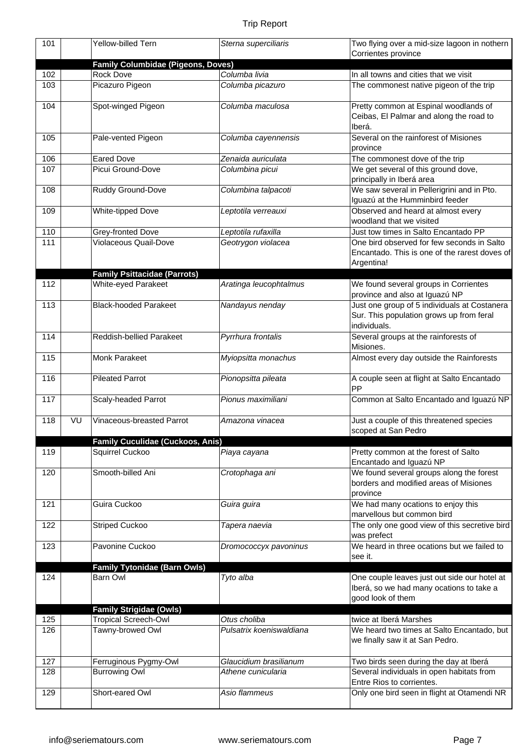| | | | | |
|---|---|---|---|---|
| 101 | | Yellow-billed Tern | *Sterna superciliaris* | Two flying over a mid-size lagoon in nothern Corrientes province |
| | | **Family Columbidae (Pigeons, Doves)** | | |
| 102 | | Rock Dove | *Columba livia* | In all towns and cities that we visit |
| 103 | | Picazuro Pigeon | *Columba picazuro* | The commonest native pigeon of the trip |
| 104 | | Spot-winged Pigeon | *Columba maculosa* | Pretty common at Espinal woodlands of Ceibas, El Palmar and along the road to Iberá. |
| 105 | | Pale-vented Pigeon | *Columba cayennensis* | Several on the rainforest of Misiones province |
| 106 | | Eared Dove | *Zenaida auriculata* | The commonest dove of the trip |
| 107 | | Picui Ground-Dove | *Columbina picui* | We get several of this ground dove, principally in Iberá area |
| 108 | | Ruddy Ground-Dove | *Columbina talpacoti* | We saw several in Pellerigrini and in Pto. Iguazú at the Humminbird feeder |
| 109 | | White-tipped Dove | *Leptotila verreauxi* | Observed and heard at almost every woodland that we visited |
| 110 | | Grey-fronted Dove | *Leptotila rufaxilla* | Just tow times in Salto Encantado PP |
| 111 | | Violaceous Quail-Dove | *Geotrygon violacea* | One bird observed for few seconds in Salto Encantado. This is one of the rarest doves of Argentina! |
| | | **Family Psittacidae (Parrots)** | | |
| 112 | | White-eyed Parakeet | *Aratinga leucophtalmus* | We found several groups in Corrientes province and also at Iguazú NP |
| 113 | | Black-hooded Parakeet | *Nandayus nenday* | Just one group of 5 individuals at Costanera Sur. This population grows up from feral individuals. |
| 114 | | Reddish-bellied Parakeet | *Pyrrhura frontalis* | Several groups at the rainforests of Misiones. |
| 115 | | Monk Parakeet | *Myiopsitta monachus* | Almost every day outside the Rainforests |
| 116 | | Pileated Parrot | *Pionopsitta pileata* | A couple seen at flight at Salto Encantado PP |
| 117 | | Scaly-headed Parrot | *Pionus maximiliani* | Common at Salto Encantado and Iguazú NP |
| 118 | VU | Vinaceous-breasted Parrot | *Amazona vinacea* | Just a couple of this threatened species scoped at San Pedro |
| | | **Family Cuculidae (Cuckoos, Anis)** | | |
| 119 | | Squirrel Cuckoo | *Piaya cayana* | Pretty common at the forest of Salto Encantado and Iguazú NP |
| 120 | | Smooth-billed Ani | *Crotophaga ani* | We found several groups along the forest borders and modified areas of Misiones province |
| 121 | | Guira Cuckoo | *Guira guira* | We had many ocations to enjoy this marvellous but common bird |
| 122 | | Striped Cuckoo | *Tapera naevia* | The only one good view of this secretive bird was prefect |
| 123 | | Pavonine Cuckoo | *Dromococcyx pavoninus* | We heard in three ocations but we failed to see it. |
| | | **Family Tytonidae (Barn Owls)** | | |
| 124 | | Barn Owl | *Tyto alba* | One couple leaves just out side our hotel at Iberá, so we had many ocations to take a good look of them |
| | | **Family Strigidae (Owls)** | | |
| 125 | | Tropical Screech-Owl | *Otus choliba* | twice at Iberá Marshes |
| 126 | | Tawny-browed Owl | *Pulsatrix koeniswaldiana* | We heard two times at Salto Encantado, but we finally saw it at San Pedro. |
| 127 | | Ferruginous Pygmy-Owl | *Glaucidium brasilianum* | Two birds seen during the day at Iberá |
| 128 | | Burrowing Owl | *Athene cunicularia* | Several individuals in open habitats from Entre Rios to corrientes. |
| 129 | | Short-eared Owl | *Asio flammeus* | Only one bird seen in flight at Otamendi NR |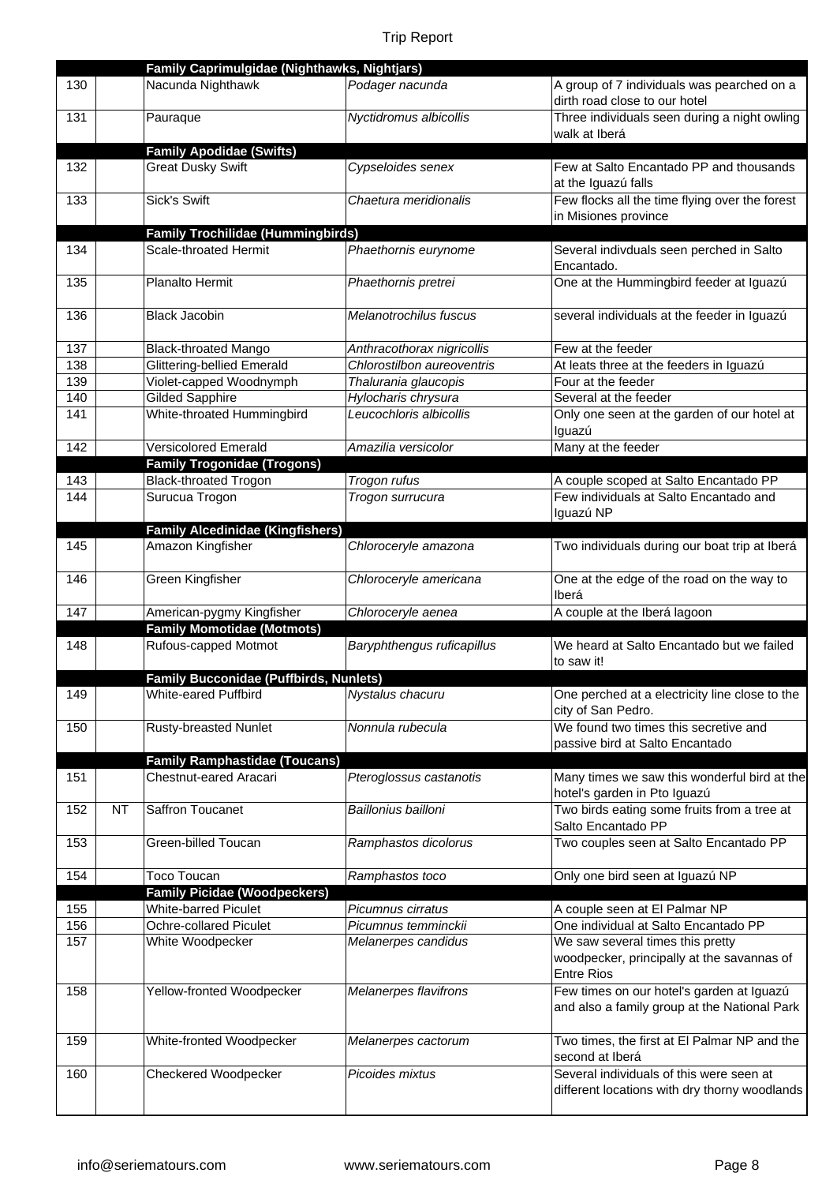| | | | | |
|---|---|---|---|---|
| | | **Family Caprimulgidae (Nighthawks, Nightjars)** | | |
| 130 | | Nacunda Nighthawk | *Podager nacunda* | A group of 7 individuals was pearched on a dirth road close to our hotel |
| 131 | | Pauraque | *Nyctidromus albicollis* | Three individuals seen during a night owling walk at Iberá |
| | | **Family Apodidae (Swifts)** | | |
| 132 | | Great Dusky Swift | *Cypseloides senex* | Few at Salto Encantado PP and thousands at the Iguazú falls |
| 133 | | Sick's Swift | *Chaetura meridionalis* | Few flocks all the time flying over the forest in Misiones province |
| | | **Family Trochilidae (Hummingbirds)** | | |
| 134 | | Scale-throated Hermit | *Phaethornis eurynome* | Several indivduals seen perched in Salto Encantado. |
| 135 | | Planalto Hermit | *Phaethornis pretrei* | One at the Hummingbird feeder at Iguazú |
| 136 | | Black Jacobin | *Melanotrochilus fuscus* | several individuals at the feeder in Iguazú |
| 137 | | Black-throated Mango | *Anthracothorax nigricollis* | Few at the feeder |
| 138 | | Glittering-bellied Emerald | *Chlorostilbon aureoventris* | At leats three at the feeders in Iguazú |
| 139 | | Violet-capped Woodnymph | *Thalurania glaucopis* | Four at the feeder |
| 140 | | Gilded Sapphire | *Hylocharis chrysura* | Several at the feeder |
| 141 | | White-throated Hummingbird | *Leucochloris albicollis* | Only one seen at the garden of our hotel at Iguazú |
| 142 | | Versicolored Emerald | *Amazilia versicolor* | Many at the feeder |
| | | **Family Trogonidae (Trogons)** | | |
| 143 | | Black-throated Trogon | *Trogon rufus* | A couple scoped at Salto Encantado PP |
| 144 | | Surucua Trogon | *Trogon surrucura* | Few individuals at Salto Encantado and Iguazú NP |
| | | **Family Alcedinidae (Kingfishers)** | | |
| 145 | | Amazon Kingfisher | *Chloroceryle amazona* | Two individuals during our boat trip at Iberá |
| 146 | | Green Kingfisher | *Chloroceryle americana* | One at the edge of the road on the way to Iberá |
| 147 | | American-pygmy Kingfisher | *Chloroceryle aenea* | A couple at the Iberá lagoon |
| | | **Family Momotidae (Motmots)** | | |
| 148 | | Rufous-capped Motmot | *Baryphthengus ruficapillus* | We heard at Salto Encantado but we failed to saw it! |
| | | **Family Bucconidae (Puffbirds, Nunlets)** | | |
| 149 | | White-eared Puffbird | *Nystalus chacuru* | One perched at a electricity line close to the city of San Pedro. |
| 150 | | Rusty-breasted Nunlet | *Nonnula rubecula* | We found two times this secretive and passive bird at Salto Encantado |
| | | **Family Ramphastidae (Toucans)** | | |
| 151 | | Chestnut-eared Aracari | *Pteroglossus castanotis* | Many times we saw this wonderful bird at the hotel's garden in Pto Iguazú |
| 152 | NT | Saffron Toucanet | *Baillonius bailloni* | Two birds eating some fruits from a tree at Salto Encantado PP |
| 153 | | Green-billed Toucan | *Ramphastos dicolorus* | Two couples seen at Salto Encantado PP |
| 154 | | Toco Toucan | *Ramphastos toco* | Only one bird seen at Iguazú NP |
| | | **Family Picidae (Woodpeckers)** | | |
| 155 | | White-barred Piculet | *Picumnus cirratus* | A couple seen at El Palmar NP |
| 156 | | Ochre-collared Piculet | *Picumnus temminckii* | One individual at Salto Encantado PP |
| 157 | | White Woodpecker | *Melanerpes candidus* | We saw several times this pretty woodpecker, principally at the savannas of Entre Rios |
| 158 | | Yellow-fronted Woodpecker | *Melanerpes flavifrons* | Few times on our hotel's garden at Iguazú and also a family group at the National Park |
| 159 | | White-fronted Woodpecker | *Melanerpes cactorum* | Two times, the first at El Palmar NP and the second at Iberá |
| 160 | | Checkered Woodpecker | *Picoides mixtus* | Several individuals of this were seen at different locations with dry thorny woodlands |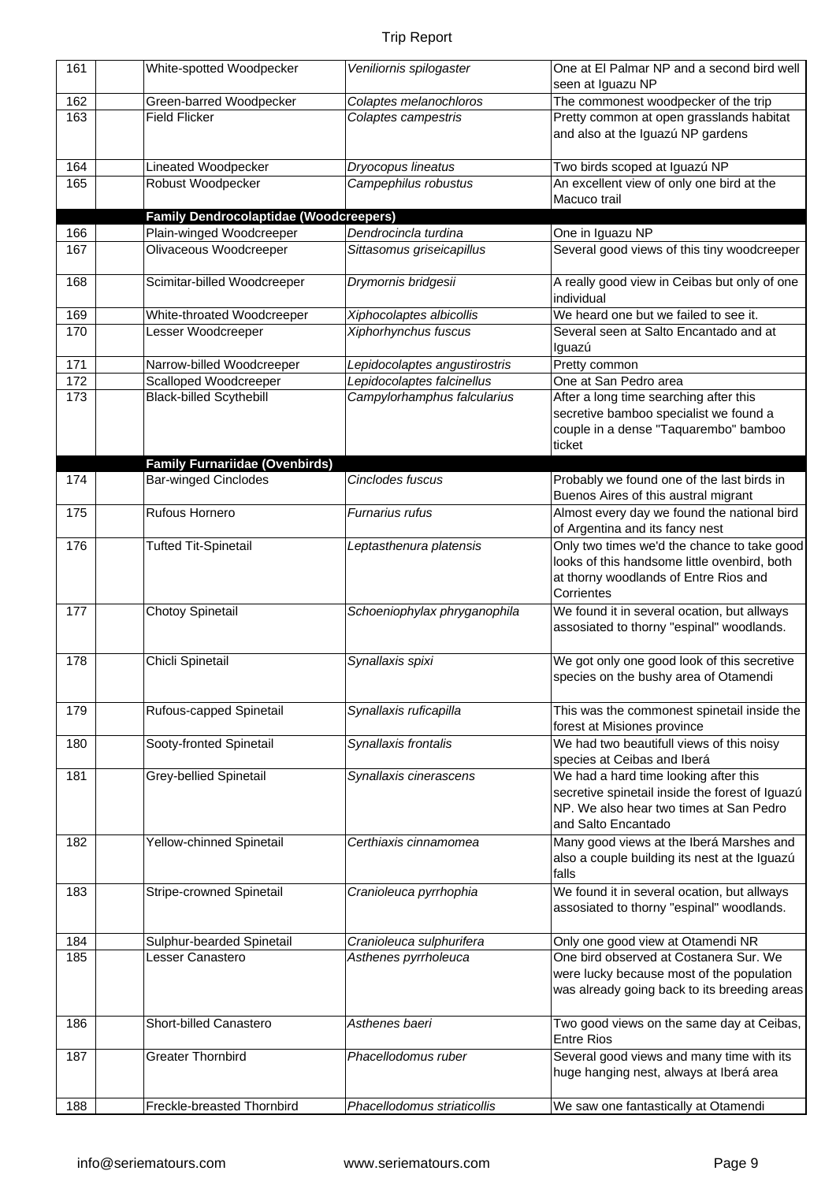| | | | | |
|---|---|---|---|---|
| 161 | | White-spotted Woodpecker | *Veniliornis spilogaster* | One at El Palmar NP and a second bird well seen at Iguazu NP |
| 162 | | Green-barred Woodpecker | *Colaptes melanochloros* | The commonest woodpecker of the trip |
| 163 | | Field Flicker | *Colaptes campestris* | Pretty common at open grasslands habitat and also at the Iguazú NP gardens |
| 164 | | Lineated Woodpecker | *Dryocopus lineatus* | Two birds scoped at Iguazú NP |
| 165 | | Robust Woodpecker | *Campephilus robustus* | An excellent view of only one bird at the Macuco trail |
| | | **Family Dendrocolaptidae (Woodcreepers)** | | |
| 166 | | Plain-winged Woodcreeper | *Dendrocincla turdina* | One in Iguazu NP |
| 167 | | Olivaceous Woodcreeper | *Sittasomus griseicapillus* | Several good views of this tiny woodcreeper |
| 168 | | Scimitar-billed Woodcreeper | *Drymornis bridgesii* | A really good view in Ceibas but only of one individual |
| 169 | | White-throated Woodcreeper | *Xiphocolaptes albicollis* | We heard one but we failed to see it. |
| 170 | | Lesser Woodcreeper | *Xiphorhynchus fuscus* | Several seen at Salto Encantado and at Iguazú |
| 171 | | Narrow-billed Woodcreeper | *Lepidocolaptes angustirostris* | Pretty common |
| 172 | | Scalloped Woodcreeper | *Lepidocolaptes falcinellus* | One at San Pedro area |
| 173 | | Black-billed Scythebill | *Campylorhamphus falcularius* | After a long time searching after this secretive bamboo specialist we found a couple in a dense "Taquarembo" bamboo ticket |
| | | **Family Furnariidae (Ovenbirds)** | | |
| 174 | | Bar-winged Cinclodes | *Cinclodes fuscus* | Probably we found one of the last birds in Buenos Aires of this austral migrant |
| 175 | | Rufous Hornero | *Furnarius rufus* | Almost every day we found the national bird of Argentina and its fancy nest |
| 176 | | Tufted Tit-Spinetail | *Leptasthenura platensis* | Only two times we'd the chance to take good looks of this handsome little ovenbird, both at thorny woodlands of Entre Rios and Corrientes |
| 177 | | Chotoy Spinetail | *Schoeniophylax phryganophila* | We found it in several ocation, but allways assosiated to thorny "espinal" woodlands. |
| 178 | | Chicli Spinetail | *Synallaxis spixi* | We got only one good look of this secretive species on the bushy area of Otamendi |
| 179 | | Rufous-capped Spinetail | *Synallaxis ruficapilla* | This was the commonest spinetail inside the forest at Misiones province |
| 180 | | Sooty-fronted Spinetail | *Synallaxis frontalis* | We had two beautifull views of this noisy species at Ceibas and Iberá |
| 181 | | Grey-bellied Spinetail | *Synallaxis cinerascens* | We had a hard time looking after this secretive spinetail inside the forest of Iguazú NP. We also hear two times at San Pedro and Salto Encantado |
| 182 | | Yellow-chinned Spinetail | *Certhiaxis cinnamomea* | Many good views at the Iberá Marshes and also a couple building its nest at the Iguazú falls |
| 183 | | Stripe-crowned Spinetail | *Cranioleuca pyrrhophia* | We found it in several ocation, but allways assosiated to thorny "espinal" woodlands. |
| 184 | | Sulphur-bearded Spinetail | *Cranioleuca sulphurifera* | Only one good view at Otamendi NR |
| 185 | | Lesser Canastero | *Asthenes pyrrholeuca* | One bird observed at Costanera Sur. We were lucky because most of the population was already going back to its breeding areas |
| 186 | | Short-billed Canastero | *Asthenes baeri* | Two good views on the same day at Ceibas, Entre Rios |
| 187 | | Greater Thornbird | *Phacellodomus ruber* | Several good views and many time with its huge hanging nest, always at Iberá area |
| 188 | | Freckle-breasted Thornbird | *Phacellodomus striaticollis* | We saw one fantastically at Otamendi |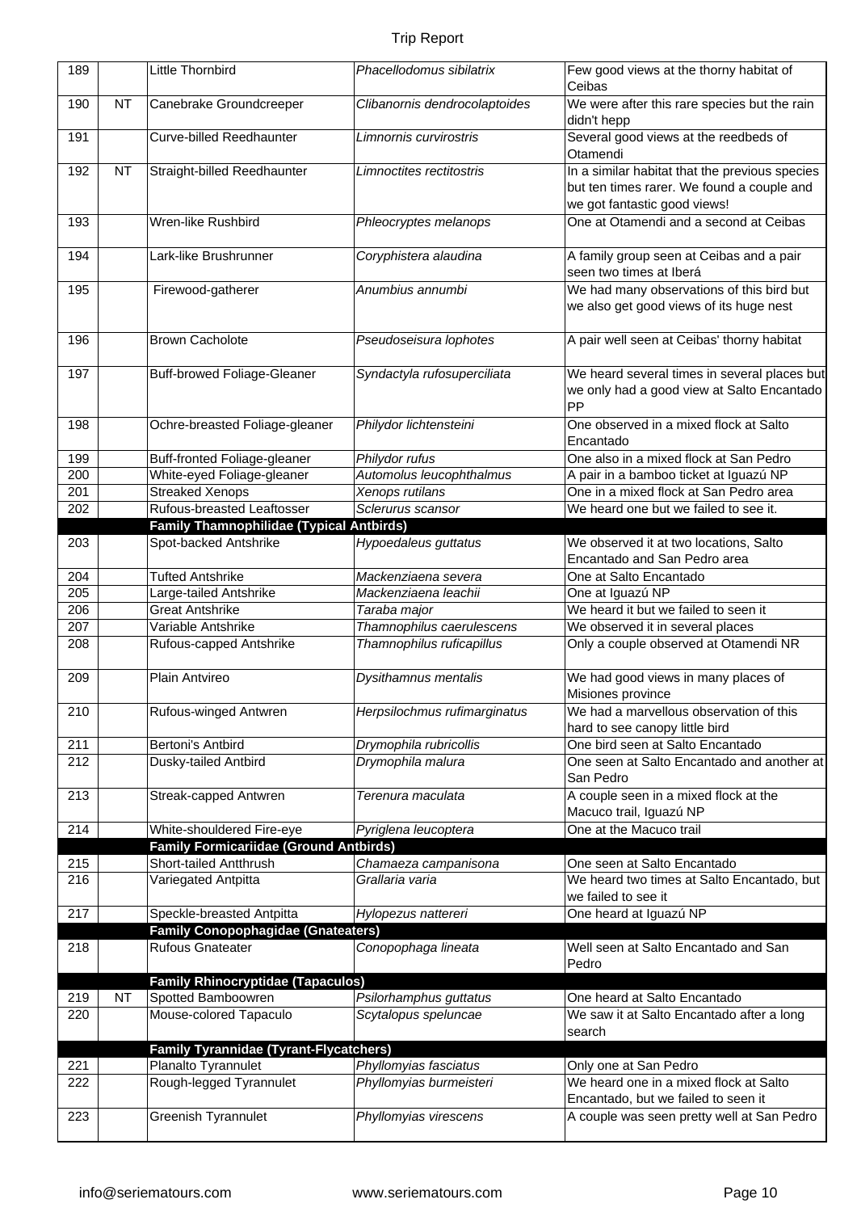| 189 | | Little Thornbird | *Phacellodomus sibilatrix* | Few good views at the thorny habitat of Ceibas |
|---|---|---|---|---|
| 190 | NT | Canebrake Groundcreeper | *Clibanornis dendrocolaptoides* | We were after this rare species but the rain didn't hepp |
| 191 | | Curve-billed Reedhaunter | *Limnornis curvirostris* | Several good views at the reedbeds of Otamendi |
| 192 | NT | Straight-billed Reedhaunter | *Limnoctites rectitostris* | In a similar habitat that the previous species but ten times rarer. We found a couple and we got fantastic good views! |
| 193 | | Wren-like Rushbird | *Phleocryptes melanops* | One at Otamendi and a second at Ceibas |
| 194 | | Lark-like Brushrunner | *Coryphistera alaudina* | A family group seen at Ceibas and a pair seen two times at Iberá |
| 195 | | Firewood-gatherer | *Anumbius annumbi* | We had many observations of this bird but we also get good views of its huge nest |
| 196 | | Brown Cacholote | *Pseudoseisura lophotes* | A pair well seen at Ceibas' thorny habitat |
| 197 | | Buff-browed Foliage-Gleaner | *Syndactyla rufosuperciliata* | We heard several times in several places but we only had a good view at Salto Encantado PP |
| 198 | | Ochre-breasted Foliage-gleaner | *Philydor lichtensteini* | One observed in a mixed flock at Salto Encantado |
| 199 | | Buff-fronted Foliage-gleaner | *Philydor rufus* | One also in a mixed flock at San Pedro |
| 200 | | White-eyed Foliage-gleaner | *Automolus leucophthalmus* | A pair in a bamboo ticket at Iguazú NP |
| 201 | | Streaked Xenops | *Xenops rutilans* | One in a mixed flock at San Pedro area |
| 202 | | Rufous-breasted Leaftosser | *Sclerurus scansor* | We heard one but we failed to see it. |
| | | **Family Thamnophilidae (Typical Antbirds)** | | |
| 203 | | Spot-backed Antshrike | *Hypoedaleus guttatus* | We observed it at two locations, Salto Encantado and San Pedro area |
| 204 | | Tufted Antshrike | *Mackenziaena severa* | One at Salto Encantado |
| 205 | | Large-tailed Antshrike | *Mackenziaena leachii* | One at Iguazú NP |
| 206 | | Great Antshrike | *Taraba major* | We heard it but we failed to seen it |
| 207 | | Variable Antshrike | *Thamnophilus caerulescens* | We observed it in several places |
| 208 | | Rufous-capped Antshrike | *Thamnophilus ruficapillus* | Only a couple observed at Otamendi NR |
| 209 | | Plain Antvireo | *Dysithamnus mentalis* | We had good views in many places of Misiones province |
| 210 | | Rufous-winged Antwren | *Herpsilochmus rufimarginatus* | We had a marvellous observation of this hard to see canopy little bird |
| 211 | | Bertoni's Antbird | *Drymophila rubricollis* | One bird seen at Salto Encantado |
| 212 | | Dusky-tailed Antbird | *Drymophila malura* | One seen at Salto Encantado and another at San Pedro |
| 213 | | Streak-capped Antwren | *Terenura maculata* | A couple seen in a mixed flock at the Macuco trail, Iguazú NP |
| 214 | | White-shouldered Fire-eye | *Pyriglena leucoptera* | One at the Macuco trail |
| | | **Family Formicariidae (Ground Antbirds)** | | |
| 215 | | Short-tailed Antthrush | *Chamaeza campanisona* | One seen at Salto Encantado |
| 216 | | Variegated Antpitta | *Grallaria varia* | We heard two times at Salto Encantado, but we failed to see it |
| 217 | | Speckle-breasted Antpitta | *Hylopezus nattereri* | One heard at Iguazú NP |
| | | **Family Conopophagidae (Gnateaters)** | | |
| 218 | | Rufous Gnateater | *Conopophaga lineata* | Well seen at Salto Encantado and San Pedro |
| | | **Family Rhinocryptidae (Tapaculos)** | | |
| 219 | NT | Spotted Bamboowren | *Psilorhamphus guttatus* | One heard at Salto Encantado |
| 220 | | Mouse-colored Tapaculo | *Scytalopus speluncae* | We saw it at Salto Encantado after a long search |
| | | **Family Tyrannidae (Tyrant-Flycatchers)** | | |
| 221 | | Planalto Tyrannulet | *Phyllomyias fasciatus* | Only one at San Pedro |
| 222 | | Rough-legged Tyrannulet | *Phyllomyias burmeisteri* | We heard one in a mixed flock at Salto Encantado, but we failed to seen it |
| 223 | | Greenish Tyrannulet | *Phyllomyias virescens* | A couple was seen pretty well at San Pedro |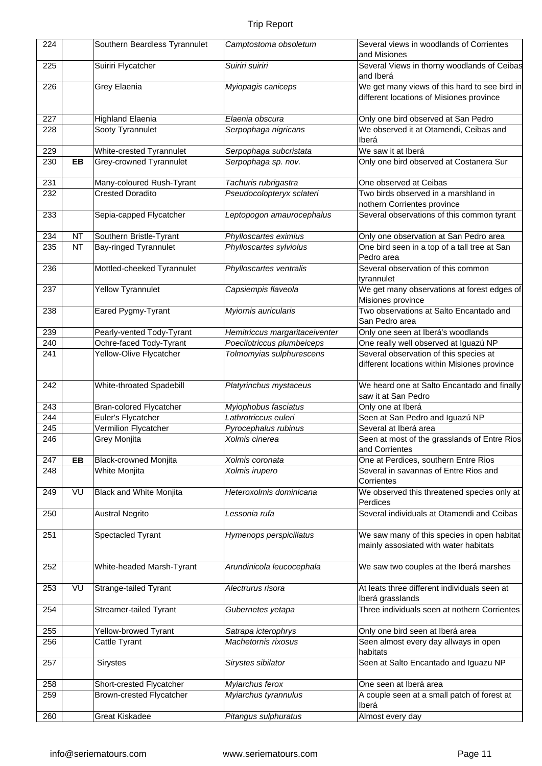| 224 | | Southern Beardless Tyrannulet | *Camptostoma obsoletum* | Several views in woodlands of Corrientes and Misiones |
|---|---|---|---|---|
| 225 | | Suiriri Flycatcher | *Suiriri suiriri* | Several Views in thorny woodlands of Ceibas and Iberá |
| 226 | | Grey Elaenia | *Myiopagis caniceps* | We get many views of this hard to see bird in different locations of Misiones province |
| 227 | | Highland Elaenia | *Elaenia obscura* | Only one bird observed at San Pedro |
| 228 | | Sooty Tyrannulet | *Serpophaga nigricans* | We observed it at Otamendi, Ceibas and Iberá |
| 229 | | White-crested Tyrannulet | *Serpophaga subcristata* | We saw it at Iberá |
| 230 | **EB** | Grey-crowned Tyrannulet | *Serpophaga sp. nov.* | Only one bird observed at Costanera Sur |
| 231 | | Many-coloured Rush-Tyrant | *Tachuris rubrigastra* | One observed at Ceibas |
| 232 | | Crested Doradito | *Pseudocolopteryx sclateri* | Two birds observed in a marshland in nothern Corrientes province |
| 233 | | Sepia-capped Flycatcher | *Leptopogon amaurocephalus* | Several observations of this common tyrant |
| 234 | NT | Southern Bristle-Tyrant | *Phylloscartes eximius* | Only one observation at San Pedro area |
| 235 | NT | Bay-ringed Tyrannulet | *Phylloscartes sylviolus* | One bird seen in a top of a tall tree at San Pedro area |
| 236 | | Mottled-cheeked Tyrannulet | *Phylloscartes ventralis* | Several observation of this common tyrannulet |
| 237 | | Yellow Tyrannulet | *Capsiempis flaveola* | We get many observations at forest edges of Misiones province |
| 238 | | Eared Pygmy-Tyrant | *Myiornis auricularis* | Two observations at Salto Encantado and San Pedro area |
| 239 | | Pearly-vented Tody-Tyrant | *Hemitriccus margaritaceiventer* | Only one seen at Iberá's woodlands |
| 240 | | Ochre-faced Tody-Tyrant | *Poecilotriccus plumbeiceps* | One really well observed at Iguazú NP |
| 241 | | Yellow-Olive Flycatcher | *Tolmomyias sulphurescens* | Several observation of this species at different locations within Misiones province |
| 242 | | White-throated Spadebill | *Platyrinchus mystaceus* | We heard one at Salto Encantado and finally saw it at San Pedro |
| 243 | | Bran-colored Flycatcher | *Myiophobus fasciatus* | Only one at Iberá |
| 244 | | Euler's Flycatcher | *Lathrotriccus euleri* | Seen at San Pedro and Iguazú NP |
| 245 | | Vermilion Flycatcher | *Pyrocephalus rubinus* | Several at Iberá area |
| 246 | | Grey Monjita | *Xolmis cinerea* | Seen at most of the grasslands of Entre Rios and Corrientes |
| 247 | **EB** | Black-crowned Monjita | *Xolmis coronata* | One at Perdices, southern Entre Rios |
| 248 | | White Monjita | *Xolmis irupero* | Several in savannas of Entre Rios and Corrientes |
| 249 | VU | Black and White Monjita | *Heteroxolmis dominicana* | We observed this threatened species only at Perdices |
| 250 | | Austral Negrito | *Lessonia rufa* | Several individuals at Otamendi and Ceibas |
| 251 | | Spectacled Tyrant | *Hymenops perspicillatus* | We saw many of this species in open habitat mainly assosiated with water habitats |
| 252 | | White-headed Marsh-Tyrant | *Arundinicola leucocephala* | We saw two couples at the Iberá marshes |
| 253 | VU | Strange-tailed Tyrant | *Alectrurus risora* | At leats three different individuals seen at Iberá grasslands |
| 254 | | Streamer-tailed Tyrant | *Gubernetes yetapa* | Three individuals seen at nothern Corrientes |
| 255 | | Yellow-browed Tyrant | *Satrapa icterophrys* | Only one bird seen at Iberá area |
| 256 | | Cattle Tyrant | *Machetornis rixosus* | Seen almost every day allways in open habitats |
| 257 | | Sirystes | *Sirystes sibilator* | Seen at Salto Encantado and Iguazu NP |
| 258 | | Short-crested Flycatcher | *Myiarchus ferox* | One seen at Iberá area |
| 259 | | Brown-crested Flycatcher | *Myiarchus tyrannulus* | A couple seen at a small patch of forest at Iberá |
| 260 | | Great Kiskadee | *Pitangus sulphuratus* | Almost every day |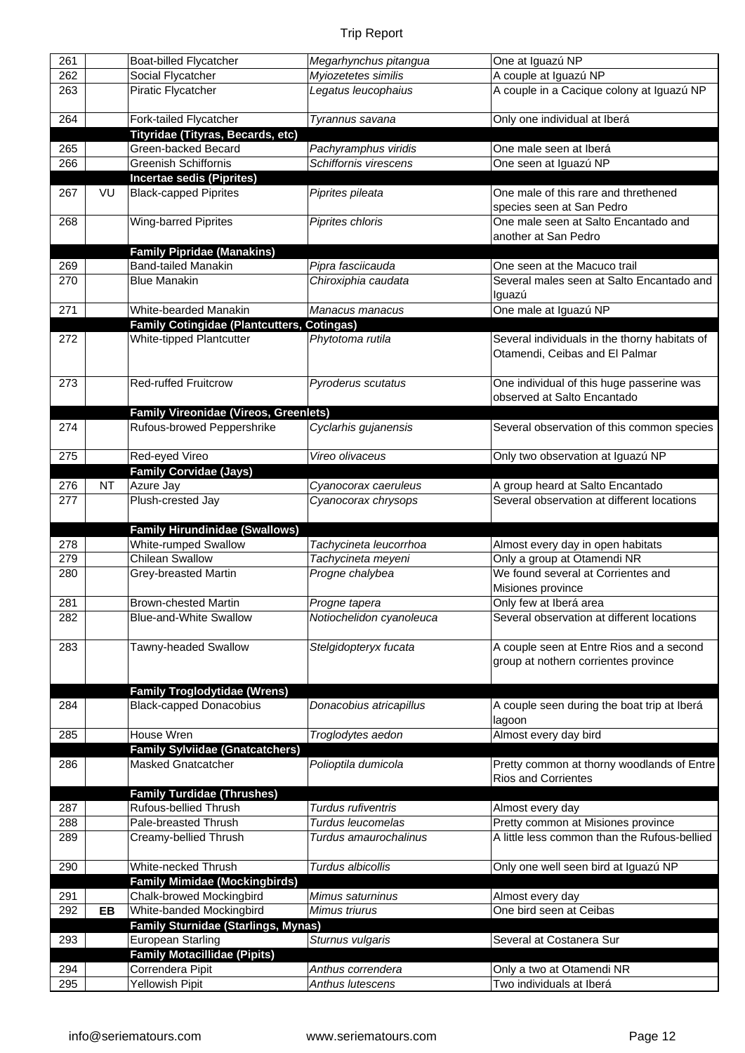| | | | | |
|---|---|---|---|---|
| 261 | | Boat-billed Flycatcher | *Megarhynchus pitangua* | One at Iguazú NP |
| 262 | | Social Flycatcher | *Myiozetetes similis* | A couple at Iguazú NP |
| 263 | | Piratic Flycatcher | *Legatus leucophaius* | A couple in a Cacique colony at Iguazú NP |
| 264 | | Fork-tailed Flycatcher | *Tyrannus savana* | Only one individual at Iberá |
| | | **Tityridae (Tityras, Becards, etc)** | | |
| 265 | | Green-backed Becard | *Pachyramphus viridis* | One male seen at Iberá |
| 266 | | Greenish Schiffornis | *Schiffornis virescens* | One seen at Iguazú NP |
| | | **Incertae sedis (Piprites)** | | |
| 267 | VU | Black-capped Piprites | *Piprites pileata* | One male of this rare and threthened species seen at San Pedro |
| 268 | | Wing-barred Piprites | *Piprites chloris* | One male seen at Salto Encantado and another at San Pedro |
| | | **Family Pipridae (Manakins)** | | |
| 269 | | Band-tailed Manakin | *Pipra fasciicauda* | One seen at the Macuco trail |
| 270 | | Blue Manakin | *Chiroxiphia caudata* | Several males seen at Salto Encantado and Iguazú |
| 271 | | White-bearded Manakin | *Manacus manacus* | One male at Iguazú NP |
| | | **Family Cotingidae (Plantcutters, Cotingas)** | | |
| 272 | | White-tipped Plantcutter | *Phytotoma rutila* | Several individuals in the thorny habitats of Otamendi, Ceibas and El Palmar |
| 273 | | Red-ruffed Fruitcrow | *Pyroderus scutatus* | One individual of this huge passerine was observed at Salto Encantado |
| | | **Family Vireonidae (Vireos, Greenlets)** | | |
| 274 | | Rufous-browed Peppershrike | *Cyclarhis gujanensis* | Several observation of this common species |
| 275 | | Red-eyed Vireo | *Vireo olivaceus* | Only two observation at Iguazú NP |
| | | **Family Corvidae (Jays)** | | |
| 276 | NT | Azure Jay | *Cyanocorax caeruleus* | A group heard at Salto Encantado |
| 277 | | Plush-crested Jay | *Cyanocorax chrysops* | Several observation at different locations |
| | | **Family Hirundinidae (Swallows)** | | |
| 278 | | White-rumped Swallow | *Tachycineta leucorrhoa* | Almost every day in open habitats |
| 279 | | Chilean Swallow | *Tachycineta meyeni* | Only a group at Otamendi NR |
| 280 | | Grey-breasted Martin | *Progne chalybea* | We found several at Corrientes and Misiones province |
| 281 | | Brown-chested Martin | *Progne tapera* | Only few at Iberá area |
| 282 | | Blue-and-White Swallow | *Notiochelidon cyanoleuca* | Several observation at different locations |
| 283 | | Tawny-headed Swallow | *Stelgidopteryx fucata* | A couple seen at Entre Rios and a second group at nothern corrientes province |
| | | **Family Troglodytidae (Wrens)** | | |
| 284 | | Black-capped Donacobius | *Donacobius atricapillus* | A couple seen during the boat trip at Iberá lagoon |
| 285 | | House Wren | *Troglodytes aedon* | Almost every day bird |
| | | **Family Sylviidae (Gnatcatchers)** | | |
| 286 | | Masked Gnatcatcher | *Polioptila dumicola* | Pretty common at thorny woodlands of Entre Rios and Corrientes |
| | | **Family Turdidae (Thrushes)** | | |
| 287 | | Rufous-bellied Thrush | *Turdus rufiventris* | Almost every day |
| 288 | | Pale-breasted Thrush | *Turdus leucomelas* | Pretty common at Misiones province |
| 289 | | Creamy-bellied Thrush | *Turdus amaurochalinus* | A little less common than the Rufous-bellied |
| 290 | | White-necked Thrush | *Turdus albicollis* | Only one well seen bird at Iguazú NP |
| | | **Family Mimidae (Mockingbirds)** | | |
| 291 | | Chalk-browed Mockingbird | *Mimus saturninus* | Almost every day |
| 292 | **EB** | White-banded Mockingbird | *Mimus triurus* | One bird seen at Ceibas |
| | | **Family Sturnidae (Starlings, Mynas)** | | |
| 293 | | European Starling | *Sturnus vulgaris* | Several at Costanera Sur |
| | | **Family Motacillidae (Pipits)** | | |
| 294 | | Correndera Pipit | *Anthus correndera* | Only a two at Otamendi NR |
| 295 | | Yellowish Pipit | *Anthus lutescens* | Two individuals at Iberá |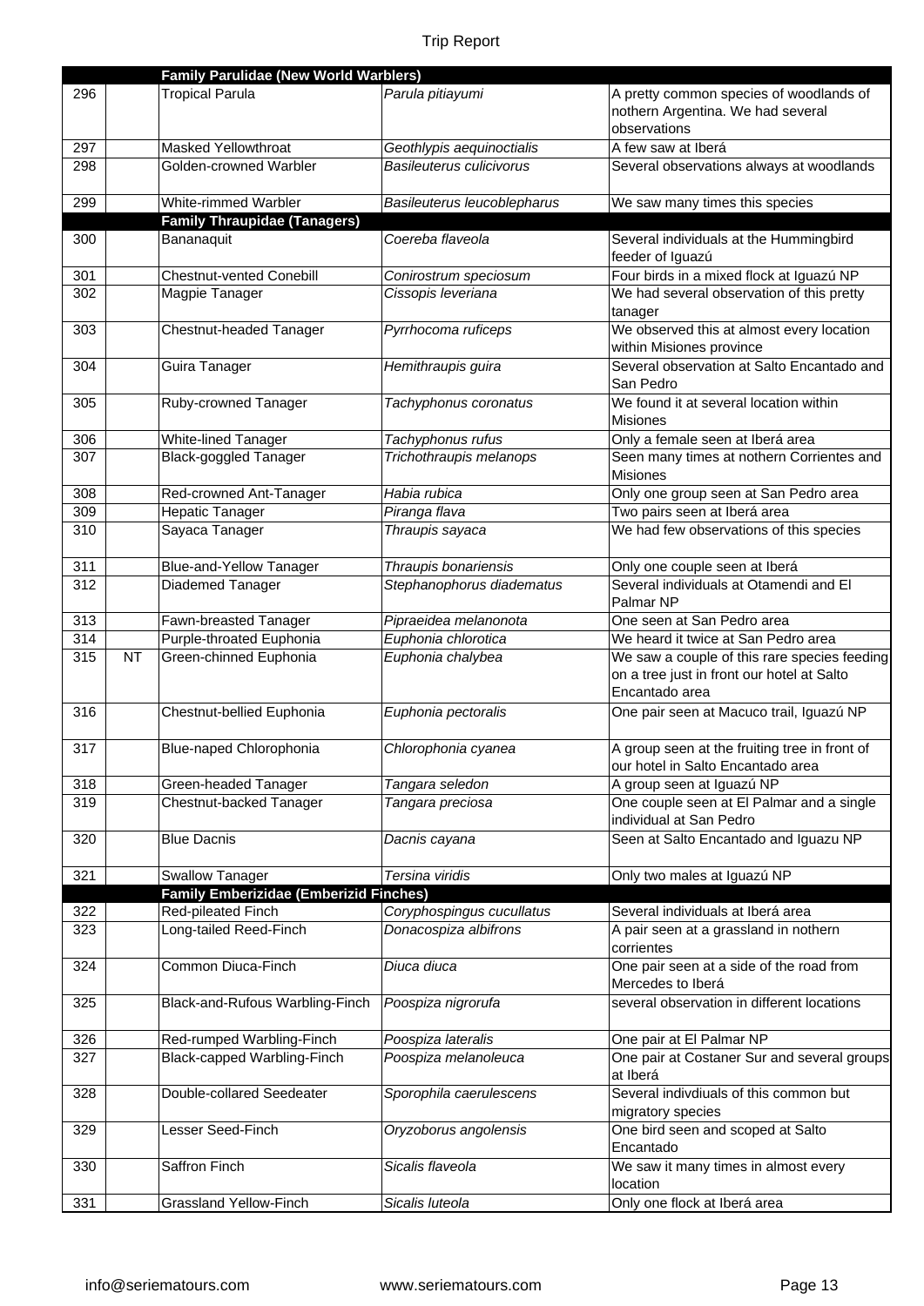| | | | | |
|---|---|---|---|---|
| | | **Family Parulidae (New World Warblers)** | | |
| 296 | | Tropical Parula | *Parula pitiayumi* | A pretty common species of woodlands of nothern Argentina. We had several observations |
| 297 | | Masked Yellowthroat | *Geothlypis aequinoctialis* | A few saw at Iberá |
| 298 | | Golden-crowned Warbler | *Basileuterus culicivorus* | Several observations always at woodlands |
| 299 | | White-rimmed Warbler | *Basileuterus leucoblepharus* | We saw many times this species |
| | | **Family Thraupidae (Tanagers)** | | |
| 300 | | Bananaquit | *Coereba flaveola* | Several individuals at the Hummingbird feeder of Iguazú |
| 301 | | Chestnut-vented Conebill | *Conirostrum speciosum* | Four birds in a mixed flock at Iguazú NP |
| 302 | | Magpie Tanager | *Cissopis leveriana* | We had several observation of this pretty tanager |
| 303 | | Chestnut-headed Tanager | *Pyrrhocoma ruficeps* | We observed this at almost every location within Misiones province |
| 304 | | Guira Tanager | *Hemithraupis guira* | Several observation at Salto Encantado and San Pedro |
| 305 | | Ruby-crowned Tanager | *Tachyphonus coronatus* | We found it at several location within Misiones |
| 306 | | White-lined Tanager | *Tachyphonus rufus* | Only a female seen at Iberá area |
| 307 | | Black-goggled Tanager | *Trichothraupis melanops* | Seen many times at nothern Corrientes and Misiones |
| 308 | | Red-crowned Ant-Tanager | *Habia rubica* | Only one group seen at San Pedro area |
| 309 | | Hepatic Tanager | *Piranga flava* | Two pairs seen at Iberá area |
| 310 | | Sayaca Tanager | *Thraupis sayaca* | We had few observations of this species |
| 311 | | Blue-and-Yellow Tanager | *Thraupis bonariensis* | Only one couple seen at Iberá |
| 312 | | Diademed Tanager | *Stephanophorus diadematus* | Several individuals at Otamendi and El Palmar NP |
| 313 | | Fawn-breasted Tanager | *Pipraeidea melanonota* | One seen at San Pedro area |
| 314 | | Purple-throated Euphonia | *Euphonia chlorotica* | We heard it twice at San Pedro area |
| 315 | NT | Green-chinned Euphonia | *Euphonia chalybea* | We saw a couple of this rare species feeding on a tree just in front our hotel at Salto Encantado area |
| 316 | | Chestnut-bellied Euphonia | *Euphonia pectoralis* | One pair seen at Macuco trail, Iguazú NP |
| 317 | | Blue-naped Chlorophonia | *Chlorophonia cyanea* | A group seen at the fruiting tree in front of our hotel in Salto Encantado area |
| 318 | | Green-headed Tanager | *Tangara seledon* | A group seen at Iguazú NP |
| 319 | | Chestnut-backed Tanager | *Tangara preciosa* | One couple seen at El Palmar and a single individual at San Pedro |
| 320 | | Blue Dacnis | *Dacnis cayana* | Seen at Salto Encantado and Iguazu NP |
| 321 | | Swallow Tanager | *Tersina viridis* | Only two males at Iguazú NP |
| | | **Family Emberizidae (Emberizid Finches)** | | |
| 322 | | Red-pileated Finch | *Coryphospingus cucullatus* | Several individuals at Iberá area |
| 323 | | Long-tailed Reed-Finch | *Donacospiza albifrons* | A pair seen at a grassland in nothern corrientes |
| 324 | | Common Diuca-Finch | *Diuca diuca* | One pair seen at a side of the road from Mercedes to Iberá |
| 325 | | Black-and-Rufous Warbling-Finch | *Poospiza nigrorufa* | several observation in different locations |
| 326 | | Red-rumped Warbling-Finch | *Poospiza lateralis* | One pair at El Palmar NP |
| 327 | | Black-capped Warbling-Finch | *Poospiza melanoleuca* | One pair at Costaner Sur and several groups at Iberá |
| 328 | | Double-collared Seedeater | *Sporophila caerulescens* | Several indivdiuals of this common but migratory species |
| 329 | | Lesser Seed-Finch | *Oryzoborus angolensis* | One bird seen and scoped at Salto Encantado |
| 330 | | Saffron Finch | *Sicalis flaveola* | We saw it many times in almost every location |
| 331 | | Grassland Yellow-Finch | *Sicalis luteola* | Only one flock at Iberá area |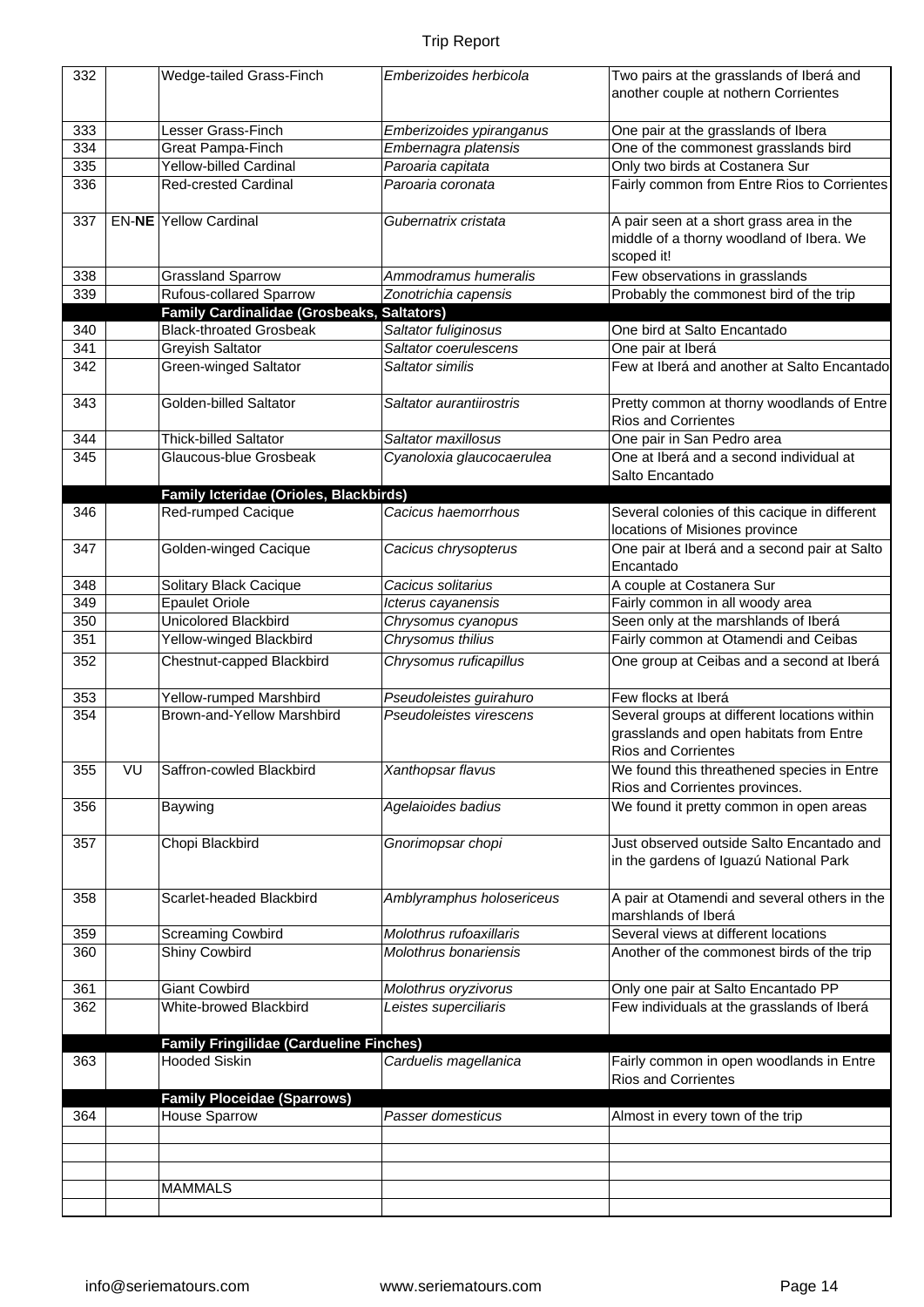| | | | | |
|---|---|---|---|---|
| 332 | | Wedge-tailed Grass-Finch | *Emberizoides herbicola* | Two pairs at the grasslands of Iberá and another couple at nothern Corrientes |
| 333 | | Lesser Grass-Finch | *Emberizoides ypiranganus* | One pair at the grasslands of Ibera |
| 334 | | Great Pampa-Finch | *Embernagra platensis* | One of the commonest grasslands bird |
| 335 | | Yellow-billed Cardinal | *Paroaria capitata* | Only two birds at Costanera Sur |
| 336 | | Red-crested Cardinal | *Paroaria coronata* | Fairly common from Entre Rios to Corrientes |
| 337 | EN-**NE** | Yellow Cardinal | *Gubernatrix cristata* | A pair seen at a short grass area in the middle of a thorny woodland of Ibera. We scoped it! |
| 338 | | Grassland Sparrow | *Ammodramus humeralis* | Few observations in grasslands |
| 339 | | Rufous-collared Sparrow | *Zonotrichia capensis* | Probably the commonest bird of the trip |
| | | **Family Cardinalidae (Grosbeaks, Saltators)** | | |
| 340 | | Black-throated Grosbeak | *Saltator fuliginosus* | One bird at Salto Encantado |
| 341 | | Greyish Saltator | *Saltator coerulescens* | One pair at Iberá |
| 342 | | Green-winged Saltator | *Saltator similis* | Few at Iberá and another at Salto Encantado |
| 343 | | Golden-billed Saltator | *Saltator aurantiirostris* | Pretty common at thorny woodlands of Entre Rios and Corrientes |
| 344 | | Thick-billed Saltator | *Saltator maxillosus* | One pair in San Pedro area |
| 345 | | Glaucous-blue Grosbeak | *Cyanoloxia glaucocaerulea* | One at Iberá and a second individual at Salto Encantado |
| | | **Family Icteridae (Orioles, Blackbirds)** | | |
| 346 | | Red-rumped Cacique | *Cacicus haemorrhous* | Several colonies of this cacique in different locations of Misiones province |
| 347 | | Golden-winged Cacique | *Cacicus chrysopterus* | One pair at Iberá and a second pair at Salto Encantado |
| 348 | | Solitary Black Cacique | *Cacicus solitarius* | A couple at Costanera Sur |
| 349 | | Epaulet Oriole | *Icterus cayanensis* | Fairly common in all woody area |
| 350 | | Unicolored Blackbird | *Chrysomus cyanopus* | Seen only at the marshlands of Iberá |
| 351 | | Yellow-winged Blackbird | *Chrysomus thilius* | Fairly common at Otamendi and Ceibas |
| 352 | | Chestnut-capped Blackbird | *Chrysomus ruficapillus* | One group at Ceibas and a second at Iberá |
| 353 | | Yellow-rumped Marshbird | *Pseudoleistes guirahuro* | Few flocks at Iberá |
| 354 | | Brown-and-Yellow Marshbird | *Pseudoleistes virescens* | Several groups at different locations within grasslands and open habitats from Entre Rios and Corrientes |
| 355 | VU | Saffron-cowled Blackbird | *Xanthopsar flavus* | We found this threathened species in Entre Rios and Corrientes provinces. |
| 356 | | Baywing | *Agelaioides badius* | We found it pretty common in open areas |
| 357 | | Chopi Blackbird | *Gnorimopsar chopi* | Just observed outside Salto Encantado and in the gardens of Iguazú National Park |
| 358 | | Scarlet-headed Blackbird | *Amblyramphus holosericeus* | A pair at Otamendi and several others in the marshlands of Iberá |
| 359 | | Screaming Cowbird | *Molothrus rufoaxillaris* | Several views at different locations |
| 360 | | Shiny Cowbird | *Molothrus bonariensis* | Another of the commonest birds of the trip |
| 361 | | Giant Cowbird | *Molothrus oryzivorus* | Only one pair at Salto Encantado PP |
| 362 | | White-browed Blackbird | *Leistes superciliaris* | Few individuals at the grasslands of Iberá |
| | | **Family Fringilidae (Cardueline Finches)** | | |
| 363 | | Hooded Siskin | *Carduelis magellanica* | Fairly common in open woodlands in Entre Rios and Corrientes |
| | | **Family Ploceidae (Sparrows)** | | |
| 364 | | House Sparrow | *Passer domesticus* | Almost in every town of the trip |
| | | | | |
| | | | | |
| | | | | |
| | | MAMMALS | | |
| | | | | |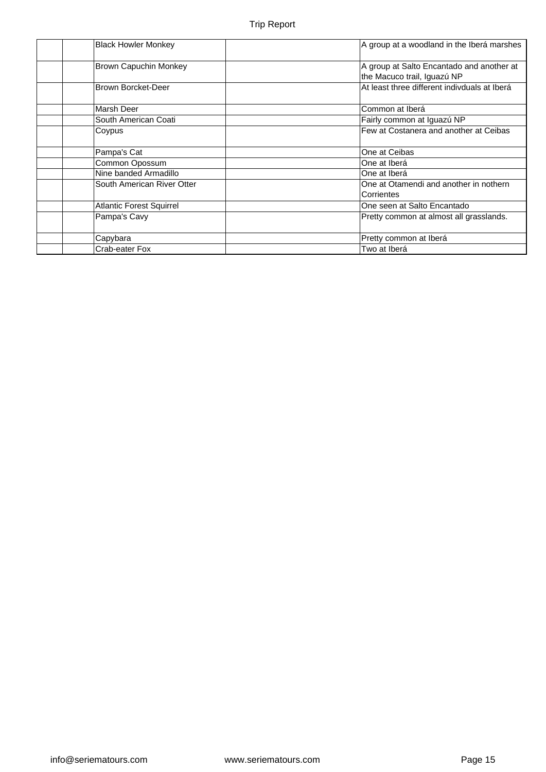| | | | | |
|---|---|---|---|---|
| | | Black Howler Monkey | | A group at a woodland in the Iberá marshes |
| | | Brown Capuchin Monkey | | A group at Salto Encantado and another at the Macuco trail, Iguazú NP |
| | | Brown Borcket-Deer | | At least three different indivduals at Iberá |
| | | Marsh Deer | | Common at Iberá |
| | | South American Coati | | Fairly common at Iguazú NP |
| | | Coypus | | Few at Costanera and another at Ceibas |
| | | Pampa's Cat | | One at Ceibas |
| | | Common Opossum | | One at Iberá |
| | | Nine banded Armadillo | | One at Iberá |
| | | South American River Otter | | One at Otamendi and another in nothern Corrientes |
| | | Atlantic Forest Squirrel | | One seen at Salto Encantado |
| | | Pampa's Cavy | | Pretty common at almost all grasslands. |
| | | Capybara | | Pretty common at Iberá |
| | | Crab-eater Fox | | Two at Iberá |